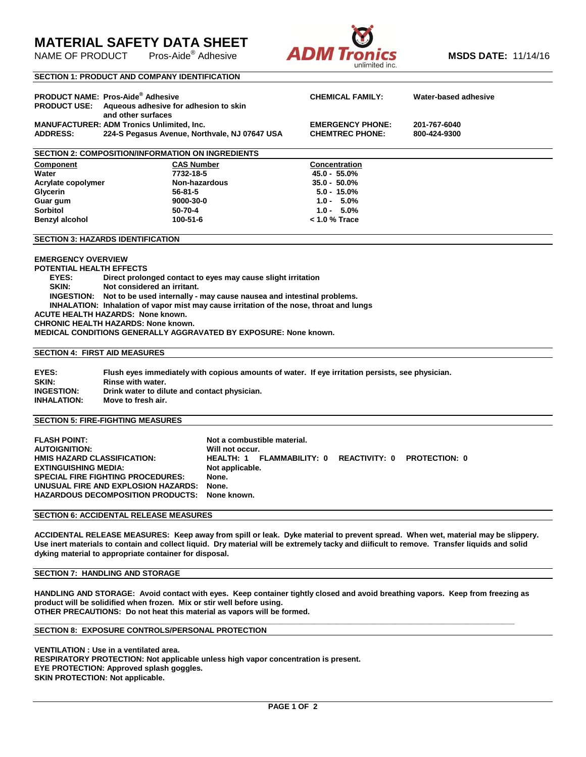# MATERIAL SAFETY DATA SHEET

NAME OF PRODUCT Pros-Aide® Adhesive

ADM Tronics unlimited inc.

**MSDS DATE:** 11/14/16

## SECTION 1: PRODUCT AND COMPANY IDENTIFICATION

**PRODUCT NAME:** Pros-Aide® Adhesive
**PRODUCT USE:** Aqueous adhesive for adhesion to skin and other surfaces
**MANUFACTURER:** ADM Tronics Unlimited, Inc.
**ADDRESS:** 224-S Pegasus Avenue, Northvale, NJ 07647 USA

**CHEMICAL FAMILY:** Water-based adhesive
**EMERGENCY PHONE:** 201-767-6040
**CHEMTREC PHONE:** 800-424-9300

## SECTION 2: COMPOSITION/INFORMATION ON INGREDIENTS

| Component | CAS Number | Concentration |
|---|---|---|
| Water | 7732-18-5 | 45.0 - 55.0% |
| Acrylate copolymer | Non-hazardous | 35.0 - 50.0% |
| Glycerin | 56-81-5 | 5.0 - 15.0% |
| Guar gum | 9000-30-0 | 1.0 - 5.0% |
| Sorbitol | 50-70-4 | 1.0 - 5.0% |
| Benzyl alcohol | 100-51-6 | < 1.0 % Trace |

## SECTION 3: HAZARDS IDENTIFICATION

**EMERGENCY OVERVIEW**

**POTENTIAL HEALTH EFFECTS**

- **EYES:** Direct prolonged contact to eyes may cause slight irritation
- **SKIN:** Not considered an irritant.
- **INGESTION:** Not to be used internally - may cause nausea and intestinal problems.
- **INHALATION:** Inhalation of vapor mist may cause irritation of the nose, throat and lungs

**ACUTE HEALTH HAZARDS:** None known.

**CHRONIC HEALTH HAZARDS:** None known.

**MEDICAL CONDITIONS GENERALLY AGGRAVATED BY EXPOSURE:** None known.

## SECTION 4: FIRST AID MEASURES

**EYES:** Flush eyes immediately with copious amounts of water. If eye irritation persists, see physician.
**SKIN:** Rinse with water.
**INGESTION:** Drink water to dilute and contact physician.
**INHALATION:** Move to fresh air.

## SECTION 5: FIRE-FIGHTING MEASURES

**FLASH POINT:** Not a combustible material.
**AUTOIGNITION:** Will not occur.
**HMIS HAZARD CLASSIFICATION:** HEALTH: 1 FLAMMABILITY: 0 REACTIVITY: 0 PROTECTION: 0
**EXTINGUISHING MEDIA:** Not applicable.
**SPECIAL FIRE FIGHTING PROCEDURES:** None.
**UNUSUAL FIRE AND EXPLOSION HAZARDS:** None.
**HAZARDOUS DECOMPOSITION PRODUCTS:** None known.

## SECTION 6: ACCIDENTAL RELEASE MEASURES

**ACCIDENTAL RELEASE MEASURES:** Keep away from spill or leak. Dyke material to prevent spread. When wet, material may be slippery. Use inert materials to contain and collect liquid. Dry material will be extremely tacky and diificult to remove. Transfer liquids and solid dyking material to appropriate container for disposal.

## SECTION 7: HANDLING AND STORAGE

**HANDLING AND STORAGE:** Avoid contact with eyes. Keep container tightly closed and avoid breathing vapors. Keep from freezing as product will be solidified when frozen. Mix or stir well before using.
**OTHER PRECAUTIONS:** Do not heat this material as vapors will be formed.

## SECTION 8: EXPOSURE CONTROLS/PERSONAL PROTECTION

**VENTILATION :** Use in a ventilated area.
**RESPIRATORY PROTECTION:** Not applicable unless high vapor concentration is present.
**EYE PROTECTION:** Approved splash goggles.
**SKIN PROTECTION:** Not applicable.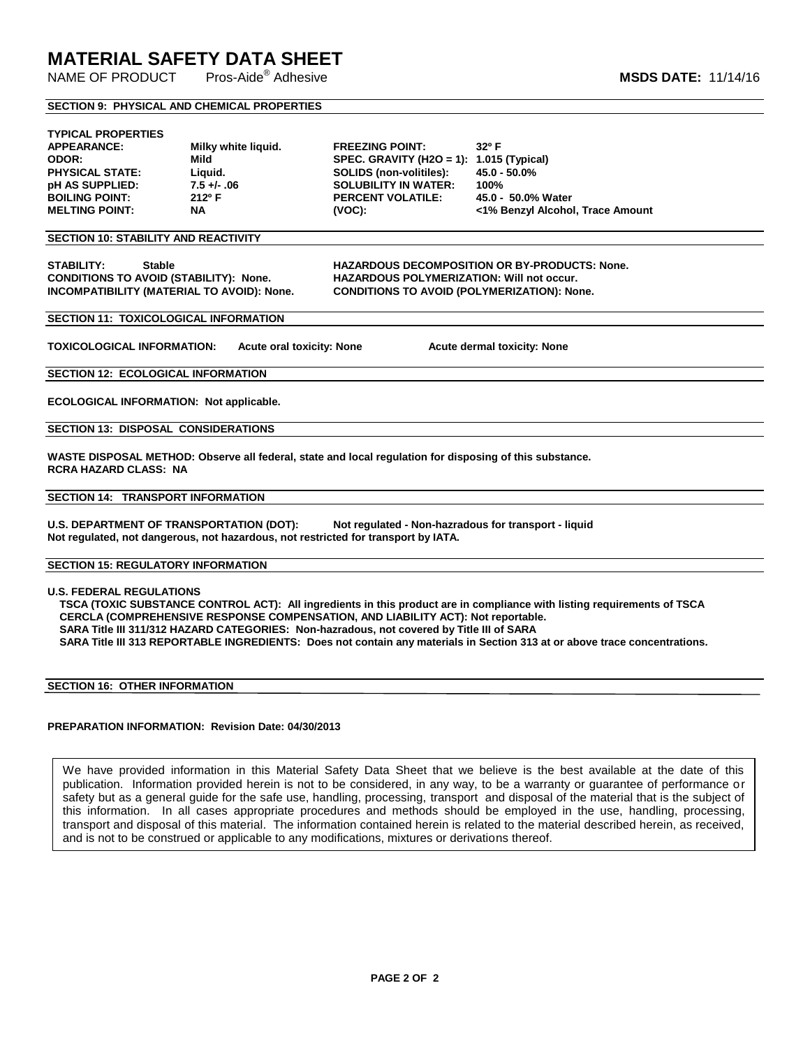# MATERIAL SAFETY DATA SHEET

NAME OF PRODUCT Pros-Aide® Adhesive **MSDS DATE:** 11/14/16

## SECTION 9: PHYSICAL AND CHEMICAL PROPERTIES

**TYPICAL PROPERTIES**

| | | | |
|---|---|---|---|
| **APPEARANCE:** | **Milky white liquid.** | **FREEZING POINT:** | **32º F** |
| **ODOR:** | **Mild** | **SPEC. GRAVITY (H2O = 1):** | **1.015 (Typical)** |
| **PHYSICAL STATE:** | **Liquid.** | **SOLIDS (non-volitiles):** | **45.0 - 50.0%** |
| **pH AS SUPPLIED:** | **7.5 +/- .06** | **SOLUBILITY IN WATER:** | **100%** |
| **BOILING POINT:** | **212º F** | **PERCENT VOLATILE:** | **45.0 - 50.0% Water** |
| **MELTING POINT:** | **NA** | **(VOC):** | **<1% Benzyl Alcohol, Trace Amount** |

## SECTION 10: STABILITY AND REACTIVITY

**STABILITY: Stable**
**CONDITIONS TO AVOID (STABILITY): None.**
**INCOMPATIBILITY (MATERIAL TO AVOID): None.**
**HAZARDOUS DECOMPOSITION OR BY-PRODUCTS: None.**
**HAZARDOUS POLYMERIZATION: Will not occur.**
**CONDITIONS TO AVOID (POLYMERIZATION): None.**

## SECTION 11: TOXICOLOGICAL INFORMATION

**TOXICOLOGICAL INFORMATION: Acute oral toxicity: None Acute dermal toxicity: None**

## SECTION 12: ECOLOGICAL INFORMATION

**ECOLOGICAL INFORMATION: Not applicable.**

## SECTION 13: DISPOSAL CONSIDERATIONS

**WASTE DISPOSAL METHOD: Observe all federal, state and local regulation for disposing of this substance.**
**RCRA HAZARD CLASS: NA**

## SECTION 14: TRANSPORT INFORMATION

**U.S. DEPARTMENT OF TRANSPORTATION (DOT): Not regulated - Non-hazradous for transport - liquid**
**Not regulated, not dangerous, not hazardous, not restricted for transport by IATA.**

## SECTION 15: REGULATORY INFORMATION

**U.S. FEDERAL REGULATIONS**
**TSCA (TOXIC SUBSTANCE CONTROL ACT): All ingredients in this product are in compliance with listing requirements of TSCA**
**CERCLA (COMPREHENSIVE RESPONSE COMPENSATION, AND LIABILITY ACT): Not reportable.**
**SARA Title III 311/312 HAZARD CATEGORIES: Non-hazradous, not covered by Title III of SARA**
**SARA Title III 313 REPORTABLE INGREDIENTS: Does not contain any materials in Section 313 at or above trace concentrations.**

## SECTION 16: OTHER INFORMATION

**PREPARATION INFORMATION: Revision Date: 04/30/2013**

We have provided information in this Material Safety Data Sheet that we believe is the best available at the date of this publication. Information provided herein is not to be considered, in any way, to be a warranty or guarantee of performance or safety but as a general guide for the safe use, handling, processing, transport and disposal of the material that is the subject of this information. In all cases appropriate procedures and methods should be employed in the use, handling, processing, transport and disposal of this material. The information contained herein is related to the material described herein, as received, and is not to be construed or applicable to any modifications, mixtures or derivations thereof.